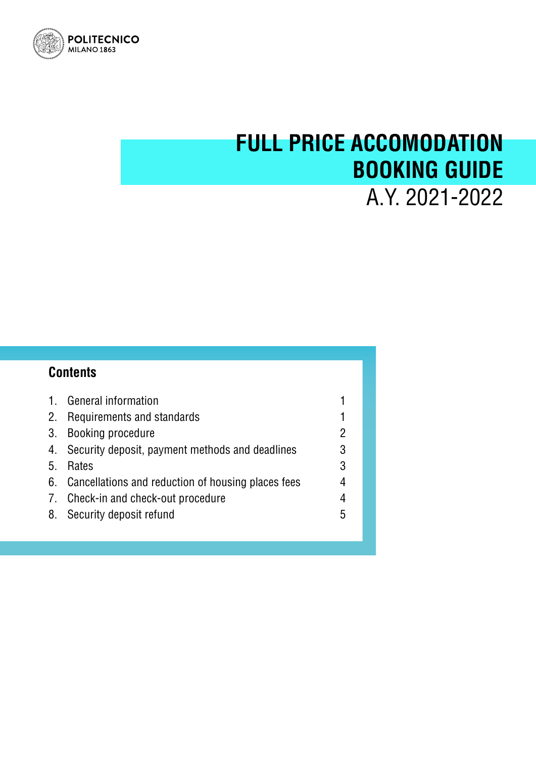POLITECNICO
MILANO 1863

# FULL PRICE ACCOMODATION BOOKING GUIDE

A.Y. 2021-2022

## Contents

| | | |
|---|---|---|
| 1. | General information | 1 |
| 2. | Requirements and standards | 1 |
| 3. | Booking procedure | 2 |
| 4. | Security deposit, payment methods and deadlines | 3 |
| 5. | Rates | 3 |
| 6. | Cancellations and reduction of housing places fees | 4 |
| 7. | Check-in and check-out procedure | 4 |
| 8. | Security deposit refund | 5 |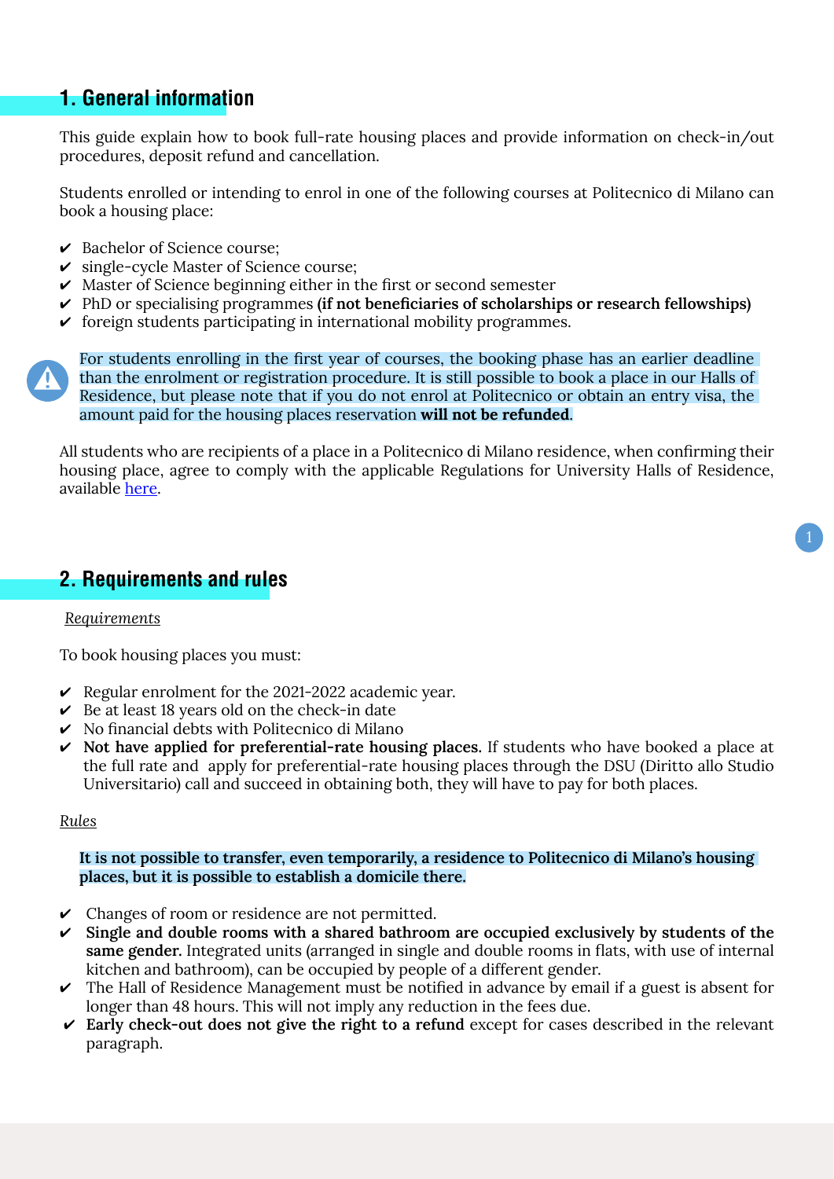## 1. General information

This guide explain how to book full-rate housing places and provide information on check-in/out procedures, deposit refund and cancellation.

Students enrolled or intending to enrol in one of the following courses at Politecnico di Milano can book a housing place:

- ✔ Bachelor of Science course;
- ✔ single-cycle Master of Science course;
- ✔ Master of Science beginning either in the first or second semester
- ✔ PhD or specialising programmes **(if not beneficiaries of scholarships or research fellowships)**
- ✔ foreign students participating in international mobility programmes.

For students enrolling in the first year of courses, the booking phase has an earlier deadline than the enrolment or registration procedure. It is still possible to book a place in our Halls of Residence, but please note that if you do not enrol at Politecnico or obtain an entry visa, the amount paid for the housing places reservation **will not be refunded**.

All students who are recipients of a place in a Politecnico di Milano residence, when confirming their housing place, agree to comply with the applicable Regulations for University Halls of Residence, available here.

## 2. Requirements and rules

*Requirements*

To book housing places you must:

- ✔ Regular enrolment for the 2021-2022 academic year.
- ✔ Be at least 18 years old on the check-in date
- ✔ No financial debts with Politecnico di Milano
- ✔ **Not have applied for preferential-rate housing places.** If students who have booked a place at the full rate and apply for preferential-rate housing places through the DSU (Diritto allo Studio Universitario) call and succeed in obtaining both, they will have to pay for both places.

*Rules*

**It is not possible to transfer, even temporarily, a residence to Politecnico di Milano's housing places, but it is possible to establish a domicile there.**

- ✔ Changes of room or residence are not permitted.
- ✔ **Single and double rooms with a shared bathroom are occupied exclusively by students of the same gender.** Integrated units (arranged in single and double rooms in flats, with use of internal kitchen and bathroom), can be occupied by people of a different gender.
- ✔ The Hall of Residence Management must be notified in advance by email if a guest is absent for longer than 48 hours. This will not imply any reduction in the fees due.
- ✔ **Early check-out does not give the right to a refund** except for cases described in the relevant paragraph.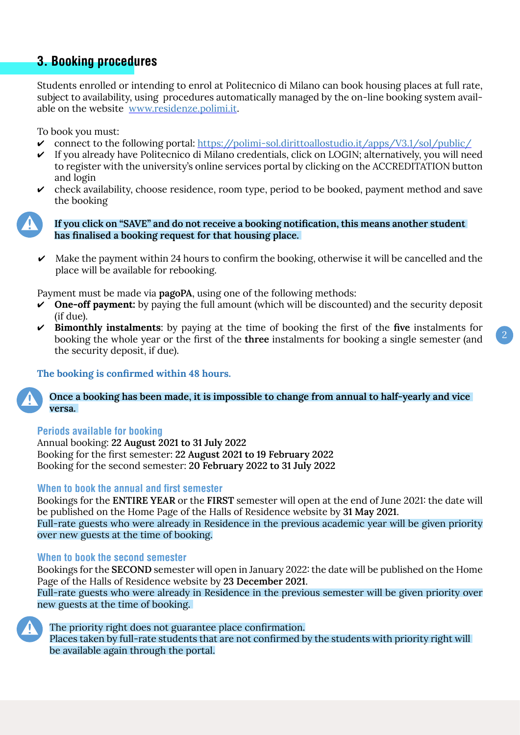## 3. Booking procedures

Students enrolled or intending to enrol at Politecnico di Milano can book housing places at full rate, subject to availability, using procedures automatically managed by the on-line booking system available on the website [www.residenze.polimi.it](http://www.residenze.polimi.it).

To book you must:

- ✔ connect to the following portal: [https://polimi-sol.dirittoallostudio.it/apps/V3.1/sol/public/](https://polimi-sol.dirittoallostudio.it/apps/V3.1/sol/public/)
- ✔ If you already have Politecnico di Milano credentials, click on LOGIN; alternatively, you will need to register with the university's online services portal by clicking on the ACCREDITATION button and login
- ✔ check availability, choose residence, room type, period to be booked, payment method and save the booking

⚠ **If you click on "SAVE" and do not receive a booking notification, this means another student has finalised a booking request for that housing place.**

- ✔ Make the payment within 24 hours to confirm the booking, otherwise it will be cancelled and the place will be available for rebooking.

Payment must be made via **pagoPA**, using one of the following methods:

- ✔ **One-off payment:** by paying the full amount (which will be discounted) and the security deposit (if due).
- ✔ **Bimonthly instalments**: by paying at the time of booking the first of the **five** instalments for booking the whole year or the first of the **three** instalments for booking a single semester (and the security deposit, if due).

**The booking is confirmed within 48 hours.**

⚠ **Once a booking has been made, it is impossible to change from annual to half-yearly and vice versa.**

### Periods available for booking

Annual booking: **22 August 2021 to 31 July 2022**
Booking for the first semester: **22 August 2021 to 19 February 2022**
Booking for the second semester: **20 February 2022 to 31 July 2022**

### When to book the annual and first semester

Bookings for the **ENTIRE YEAR** or the **FIRST** semester will open at the end of June 2021: the date will be published on the Home Page of the Halls of Residence website by **31 May 2021**.
Full-rate guests who were already in Residence in the previous academic year will be given priority over new guests at the time of booking.

### When to book the second semester

Bookings for the **SECOND** semester will open in January 2022: the date will be published on the Home Page of the Halls of Residence website by **23 December 2021**.
Full-rate guests who were already in Residence in the previous semester will be given priority over new guests at the time of booking.

⚠ The priority right does not guarantee place confirmation.
Places taken by full-rate students that are not confirmed by the students with priority right will be available again through the portal.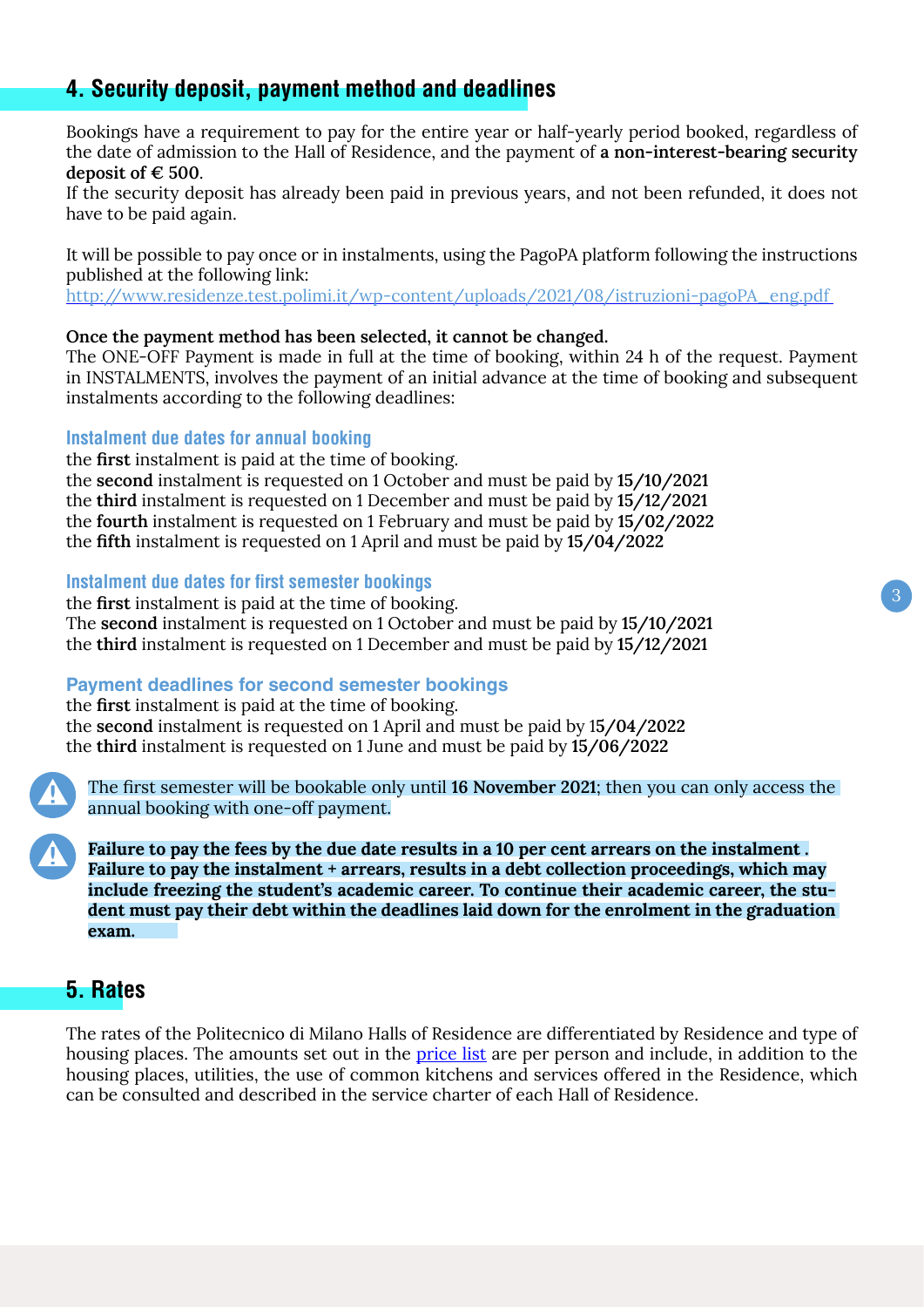## 4. Security deposit, payment method and deadlines

Bookings have a requirement to pay for the entire year or half-yearly period booked, regardless of the date of admission to the Hall of Residence, and the payment of **a non-interest-bearing security deposit of € 500**.
If the security deposit has already been paid in previous years, and not been refunded, it does not have to be paid again.

It will be possible to pay once or in instalments, using the PagoPA platform following the instructions published at the following link:
[http://www.residenze.test.polimi.it/wp-content/uploads/2021/08/istruzioni-pagoPA_eng.pdf](http://www.residenze.test.polimi.it/wp-content/uploads/2021/08/istruzioni-pagoPA_eng.pdf)

**Once the payment method has been selected, it cannot be changed.**
The ONE-OFF Payment is made in full at the time of booking, within 24 h of the request. Payment in INSTALMENTS, involves the payment of an initial advance at the time of booking and subsequent instalments according to the following deadlines:

### Instalment due dates for annual booking

the **first** instalment is paid at the time of booking.
the **second** instalment is requested on 1 October and must be paid by **15/10/2021**
the **third** instalment is requested on 1 December and must be paid by **15/12/2021**
the **fourth** instalment is requested on 1 February and must be paid by **15/02/2022**
the **fifth** instalment is requested on 1 April and must be paid by **15/04/2022**

### Instalment due dates for first semester bookings

the **first** instalment is paid at the time of booking.
The **second** instalment is requested on 1 October and must be paid by **15/10/2021**
the **third** instalment is requested on 1 December and must be paid by **15/12/2021**

### Payment deadlines for second semester bookings

the **first** instalment is paid at the time of booking.
the **second** instalment is requested on 1 April and must be paid by 1**5/04/2022**
the **third** instalment is requested on 1 June and must be paid by **15/06/2022**

The first semester will be bookable only until **16 November 2021**; then you can only access the annual booking with one-off payment.

**Failure to pay the fees by the due date results in a 10 per cent arrears on the instalment . Failure to pay the instalment + arrears, results in a debt collection proceedings, which may include freezing the student's academic career. To continue their academic career, the student must pay their debt within the deadlines laid down for the enrolment in the graduation exam.**

## 5. Rates

The rates of the Politecnico di Milano Halls of Residence are differentiated by Residence and type of housing places. The amounts set out in the price list are per person and include, in addition to the housing places, utilities, the use of common kitchens and services offered in the Residence, which can be consulted and described in the service charter of each Hall of Residence.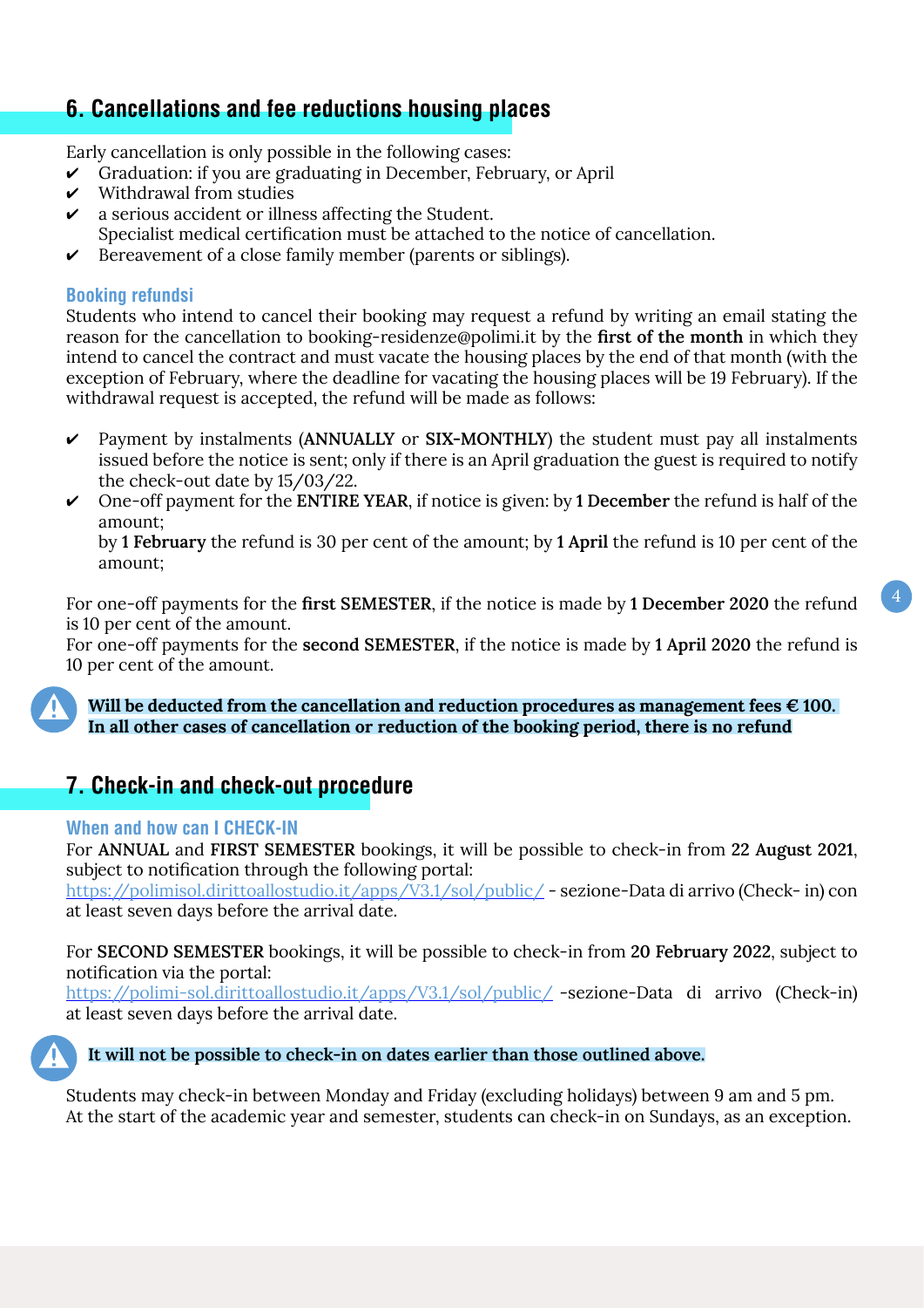## 6. Cancellations and fee reductions housing places

Early cancellation is only possible in the following cases:

- ✔ Graduation: if you are graduating in December, February, or April
- ✔ Withdrawal from studies
- ✔ a serious accident or illness affecting the Student.
  Specialist medical certification must be attached to the notice of cancellation.
- ✔ Bereavement of a close family member (parents or siblings).

### Booking refundsi

Students who intend to cancel their booking may request a refund by writing an email stating the reason for the cancellation to booking-residenze@polimi.it by the **first of the month** in which they intend to cancel the contract and must vacate the housing places by the end of that month (with the exception of February, where the deadline for vacating the housing places will be 19 February). If the withdrawal request is accepted, the refund will be made as follows:

- ✔ Payment by instalments (**ANNUALLY** or **SIX-MONTHLY**) the student must pay all instalments issued before the notice is sent; only if there is an April graduation the guest is required to notify the check-out date by 15/03/22.
- ✔ One-off payment for the **ENTIRE YEAR**, if notice is given: by **1 December** the refund is half of the amount;
  by **1 February** the refund is 30 per cent of the amount; by **1 April** the refund is 10 per cent of the amount;

For one-off payments for the **first SEMESTER**, if the notice is made by **1 December 2020** the refund is 10 per cent of the amount.
For one-off payments for the **second SEMESTER**, if the notice is made by **1 April 2020** the refund is 10 per cent of the amount.

**Will be deducted from the cancellation and reduction procedures as management fees € 100.**
**In all other cases of cancellation or reduction of the booking period, there is no refund**

## 7. Check-in and check-out procedure

### When and how can I CHECK-IN

For **ANNUAL** and **FIRST SEMESTER** bookings, it will be possible to check-in from **22 August 2021**, subject to notification through the following portal:
https://polimisol.dirittoallostudio.it/apps/V3.1/sol/public/ - sezione-Data di arrivo (Check- in) con at least seven days before the arrival date.

For **SECOND SEMESTER** bookings, it will be possible to check-in from **20 February 2022**, subject to notification via the portal:
https://polimi-sol.dirittoallostudio.it/apps/V3.1/sol/public/ -sezione-Data di arrivo (Check-in) at least seven days before the arrival date.

**It will not be possible to check-in on dates earlier than those outlined above.**

Students may check-in between Monday and Friday (excluding holidays) between 9 am and 5 pm.
At the start of the academic year and semester, students can check-in on Sundays, as an exception.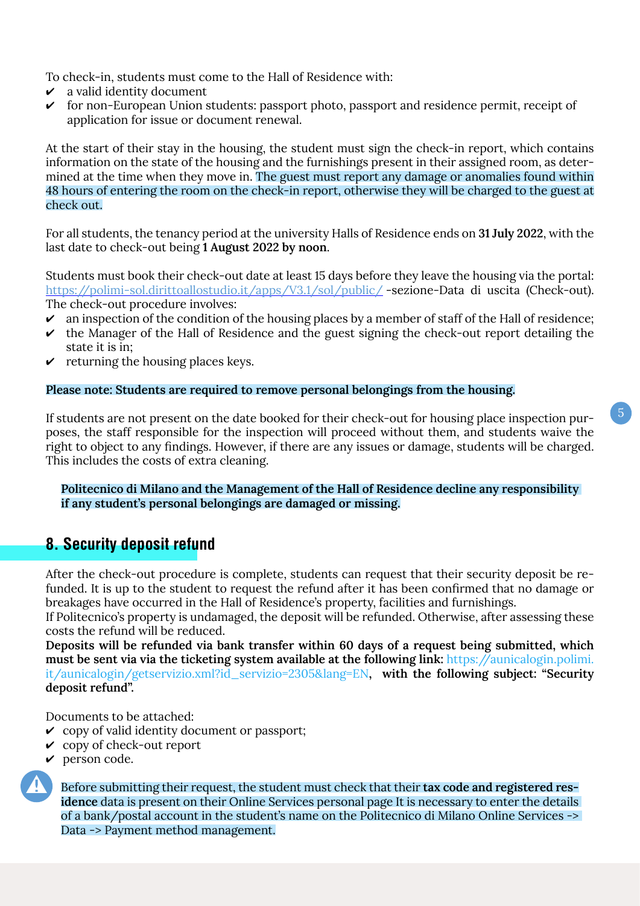To check-in, students must come to the Hall of Residence with:

- ✔ a valid identity document
- ✔ for non-European Union students: passport photo, passport and residence permit, receipt of application for issue or document renewal.

At the start of their stay in the housing, the student must sign the check-in report, which contains information on the state of the housing and the furnishings present in their assigned room, as determined at the time when they move in. The guest must report any damage or anomalies found within 48 hours of entering the room on the check-in report, otherwise they will be charged to the guest at check out.

For all students, the tenancy period at the university Halls of Residence ends on **31 July 2022**, with the last date to check-out being **1 August 2022 by noon**.

Students must book their check-out date at least 15 days before they leave the housing via the portal: https://polimi-sol.dirittoallostudio.it/apps/V3.1/sol/public/ -sezione-Data di uscita (Check-out).
The check-out procedure involves:

- ✔ an inspection of the condition of the housing places by a member of staff of the Hall of residence;
- ✔ the Manager of the Hall of Residence and the guest signing the check-out report detailing the state it is in;
- ✔ returning the housing places keys.

**Please note: Students are required to remove personal belongings from the housing.**

If students are not present on the date booked for their check-out for housing place inspection purposes, the staff responsible for the inspection will proceed without them, and students waive the right to object to any findings. However, if there are any issues or damage, students will be charged. This includes the costs of extra cleaning.

**Politecnico di Milano and the Management of the Hall of Residence decline any responsibility if any student's personal belongings are damaged or missing.**

## 8. Security deposit refund

After the check-out procedure is complete, students can request that their security deposit be refunded. It is up to the student to request the refund after it has been confirmed that no damage or breakages have occurred in the Hall of Residence's property, facilities and furnishings.
If Politecnico's property is undamaged, the deposit will be refunded. Otherwise, after assessing these costs the refund will be reduced.
**Deposits will be refunded via bank transfer within 60 days of a request being submitted, which must be sent via via the ticketing system available at the following link:** https://aunicalogin.polimi.it/aunicalogin/getservizio.xml?id_servizio=2305&lang=EN, **with the following subject: "Security deposit refund".**

Documents to be attached:

- ✔ copy of valid identity document or passport;
- ✔ copy of check-out report
- ✔ person code.

Before submitting their request, the student must check that their **tax code and registered residence** data is present on their Online Services personal page It is necessary to enter the details of a bank/postal account in the student's name on the Politecnico di Milano Online Services -> Data -> Payment method management.